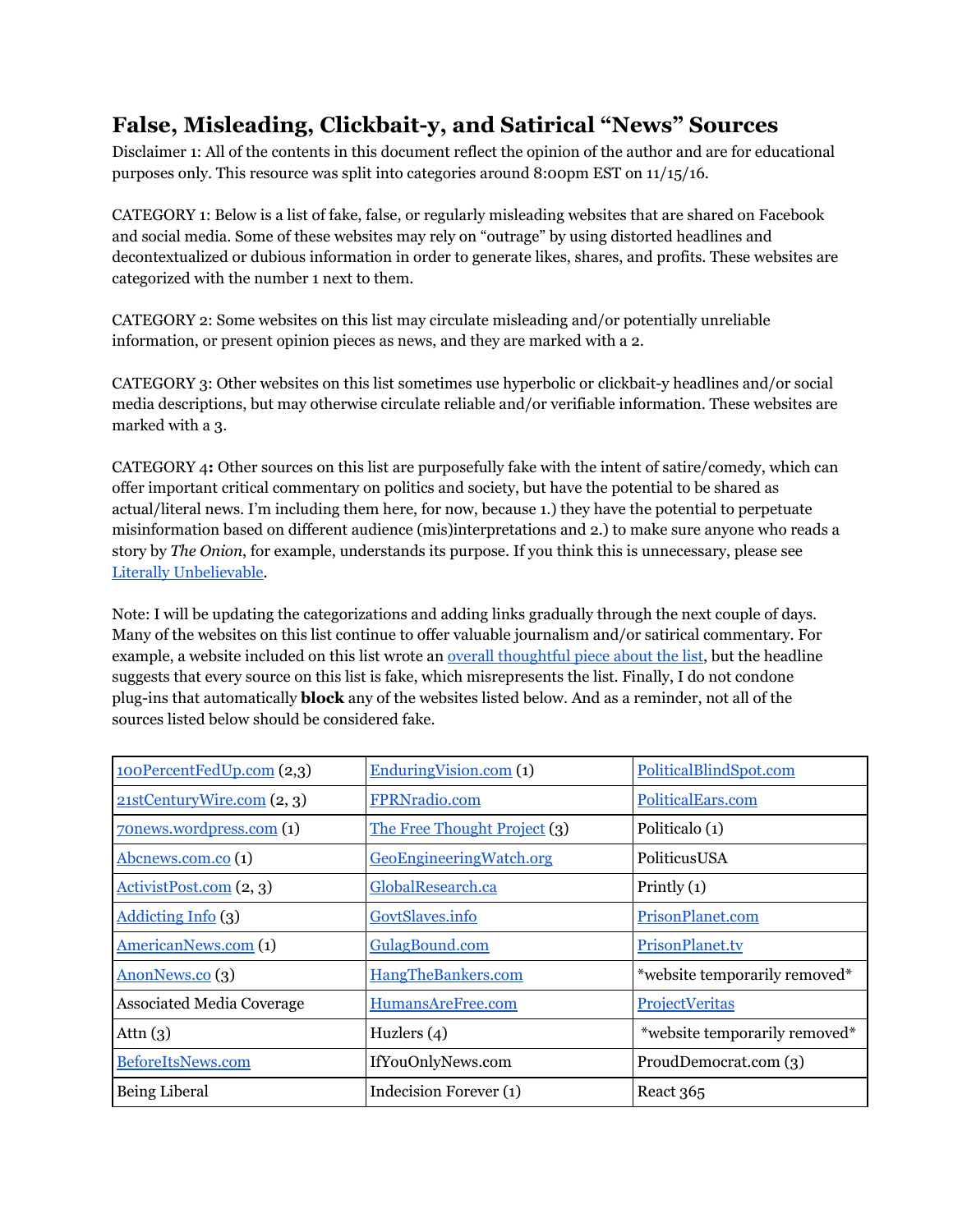# False, Misleading, Clickbait-y, and Satirical "News" Sources

Disclaimer 1: All of the contents in this document reflect the opinion of the author and are for educational purposes only. This resource was split into categories around 8:00pm EST on 11/15/16.

CATEGORY 1: Below is a list of fake, false, or regularly misleading websites that are shared on Facebook and social media. Some of these websites may rely on "outrage" by using distorted headlines and decontextualized or dubious information in order to generate likes, shares, and profits. These websites are categorized with the number 1 next to them.

CATEGORY 2: Some websites on this list may circulate misleading and/or potentially unreliable information, or present opinion pieces as news, and they are marked with a 2.

CATEGORY 3: Other websites on this list sometimes use hyperbolic or clickbait-y headlines and/or social media descriptions, but may otherwise circulate reliable and/or verifiable information. These websites are marked with a 3.

CATEGORY 4**:** Other sources on this list are purposefully fake with the intent of satire/comedy, which can offer important critical commentary on politics and society, but have the potential to be shared as actual/literal news. I'm including them here, for now, because 1.) they have the potential to perpetuate misinformation based on different audience (mis)interpretations and 2.) to make sure anyone who reads a story by *The Onion*, for example, understands its purpose. If you think this is unnecessary, please see Literally Unbelievable.

Note: I will be updating the categorizations and adding links gradually through the next couple of days. Many of the websites on this list continue to offer valuable journalism and/or satirical commentary. For example, a website included on this list wrote an overall thoughtful piece about the list, but the headline suggests that every source on this list is fake, which misrepresents the list. Finally, I do not condone plug-ins that automatically **block** any of the websites listed below. And as a reminder, not all of the sources listed below should be considered fake.

| | | |
|---|---|---|
| 100PercentFedUp.com (2,3) | EnduringVision.com (1) | PoliticalBlindSpot.com |
| 21stCenturyWire.com (2, 3) | FPRNradio.com | PoliticalEars.com |
| 70news.wordpress.com (1) | The Free Thought Project (3) | Politicalo (1) |
| Abcnews.com.co (1) | GeoEngineeringWatch.org | PoliticusUSA |
| ActivistPost.com (2, 3) | GlobalResearch.ca | Printly (1) |
| Addicting Info (3) | GovtSlaves.info | PrisonPlanet.com |
| AmericanNews.com (1) | GulagBound.com | PrisonPlanet.tv |
| AnonNews.co (3) | HangTheBankers.com | *website temporarily removed* |
| Associated Media Coverage | HumansAreFree.com | ProjectVeritas |
| Attn (3) | Huzlers (4) | *website temporarily removed* |
| BeforeItsNews.com | IfYouOnlyNews.com | ProudDemocrat.com (3) |
| Being Liberal | Indecision Forever (1) | React 365 |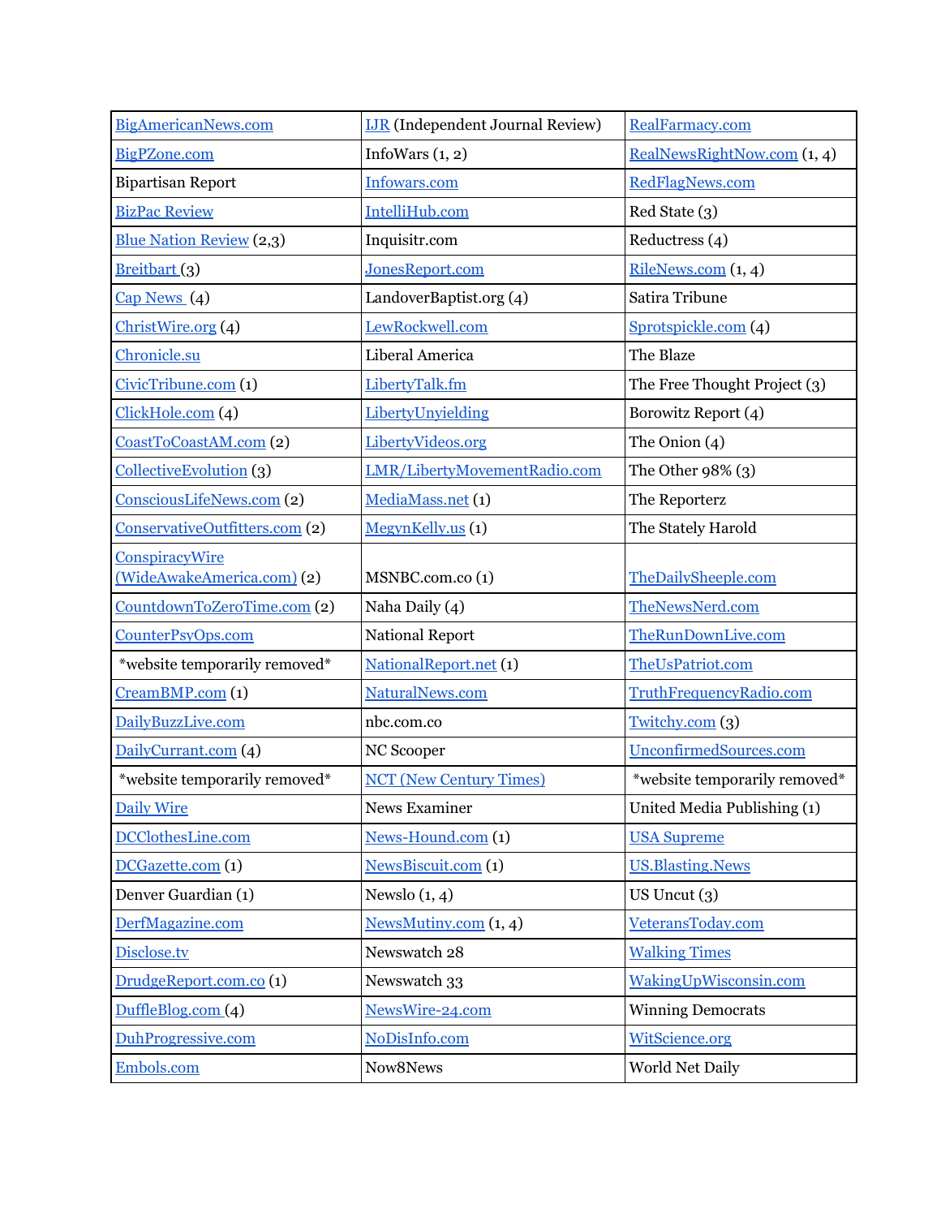| | | |
|---|---|---|
| BigAmericanNews.com | IJR (Independent Journal Review) | RealFarmacy.com |
| BigPZone.com | InfoWars (1, 2) | RealNewsRightNow.com (1, 4) |
| Bipartisan Report | Infowars.com | RedFlagNews.com |
| BizPac Review | IntelliHub.com | Red State (3) |
| Blue Nation Review (2,3) | Inquisitr.com | Reductress (4) |
| Breitbart (3) | JonesReport.com | RileNews.com (1, 4) |
| Cap News (4) | LandoverBaptist.org (4) | Satira Tribune |
| ChristWire.org (4) | LewRockwell.com | Sprotspickle.com (4) |
| Chronicle.su | Liberal America | The Blaze |
| CivicTribune.com (1) | LibertyTalk.fm | The Free Thought Project (3) |
| ClickHole.com (4) | LibertyUnyielding | Borowitz Report (4) |
| CoastToCoastAM.com (2) | LibertyVideos.org | The Onion (4) |
| CollectiveEvolution (3) | LMR/LibertyMovementRadio.com | The Other 98% (3) |
| ConsciousLifeNews.com (2) | MediaMass.net (1) | The Reporterz |
| ConservativeOutfitters.com (2) | MegynKelly.us (1) | The Stately Harold |
| ConspiracyWire (WideAwakeAmerica.com) (2) | MSNBC.com.co (1) | TheDailySheeple.com |
| CountdownToZeroTime.com (2) | Naha Daily (4) | TheNewsNerd.com |
| CounterPsyOps.com | National Report | TheRunDownLive.com |
| *website temporarily removed* | NationalReport.net (1) | TheUsPatriot.com |
| CreamBMP.com (1) | NaturalNews.com | TruthFrequencyRadio.com |
| DailyBuzzLive.com | nbc.com.co | Twitchy.com (3) |
| DailyCurrant.com (4) | NC Scooper | UnconfirmedSources.com |
| *website temporarily removed* | NCT (New Century Times) | *website temporarily removed* |
| Daily Wire | News Examiner | United Media Publishing (1) |
| DCClothesLine.com | News-Hound.com (1) | USA Supreme |
| DCGazette.com (1) | NewsBiscuit.com (1) | US.Blasting.News |
| Denver Guardian (1) | Newslo (1, 4) | US Uncut (3) |
| DerfMagazine.com | NewsMutiny.com (1, 4) | VeteransToday.com |
| Disclose.tv | Newswatch 28 | Walking Times |
| DrudgeReport.com.co (1) | Newswatch 33 | WakingUpWisconsin.com |
| DuffleBlog.com (4) | NewsWire-24.com | Winning Democrats |
| DuhProgressive.com | NoDisInfo.com | WitScience.org |
| Embols.com | Now8News | World Net Daily |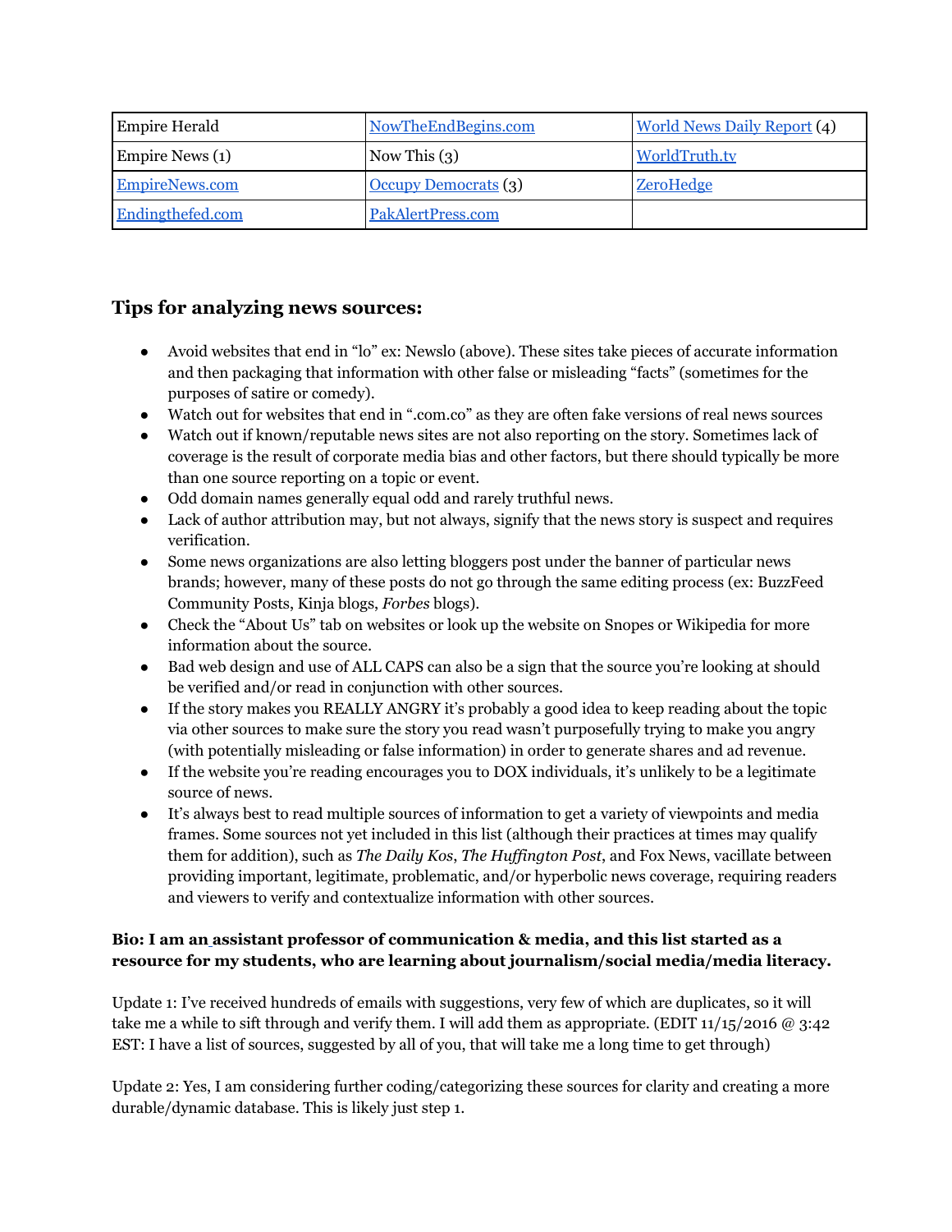| Empire Herald | NowTheEndBegins.com | World News Daily Report (4) |
|---|---|---|
| Empire News (1) | Now This (3) | WorldTruth.tv |
| EmpireNews.com | Occupy Democrats (3) | ZeroHedge |
| Endingthefed.com | PakAlertPress.com | |

## Tips for analyzing news sources:

- Avoid websites that end in "lo" ex: Newslo (above). These sites take pieces of accurate information and then packaging that information with other false or misleading "facts" (sometimes for the purposes of satire or comedy).
- Watch out for websites that end in ".com.co" as they are often fake versions of real news sources
- Watch out if known/reputable news sites are not also reporting on the story. Sometimes lack of coverage is the result of corporate media bias and other factors, but there should typically be more than one source reporting on a topic or event.
- Odd domain names generally equal odd and rarely truthful news.
- Lack of author attribution may, but not always, signify that the news story is suspect and requires verification.
- Some news organizations are also letting bloggers post under the banner of particular news brands; however, many of these posts do not go through the same editing process (ex: BuzzFeed Community Posts, Kinja blogs, *Forbes* blogs).
- Check the "About Us" tab on websites or look up the website on Snopes or Wikipedia for more information about the source.
- Bad web design and use of ALL CAPS can also be a sign that the source you're looking at should be verified and/or read in conjunction with other sources.
- If the story makes you REALLY ANGRY it's probably a good idea to keep reading about the topic via other sources to make sure the story you read wasn't purposefully trying to make you angry (with potentially misleading or false information) in order to generate shares and ad revenue.
- If the website you're reading encourages you to DOX individuals, it's unlikely to be a legitimate source of news.
- It's always best to read multiple sources of information to get a variety of viewpoints and media frames. Some sources not yet included in this list (although their practices at times may qualify them for addition), such as *The Daily Kos*, *The Huffington Post*, and Fox News, vacillate between providing important, legitimate, problematic, and/or hyperbolic news coverage, requiring readers and viewers to verify and contextualize information with other sources.

**Bio: I am an assistant professor of communication & media, and this list started as a resource for my students, who are learning about journalism/social media/media literacy.**

Update 1: I've received hundreds of emails with suggestions, very few of which are duplicates, so it will take me a while to sift through and verify them. I will add them as appropriate. (EDIT 11/15/2016 @ 3:42 EST: I have a list of sources, suggested by all of you, that will take me a long time to get through)

Update 2: Yes, I am considering further coding/categorizing these sources for clarity and creating a more durable/dynamic database. This is likely just step 1.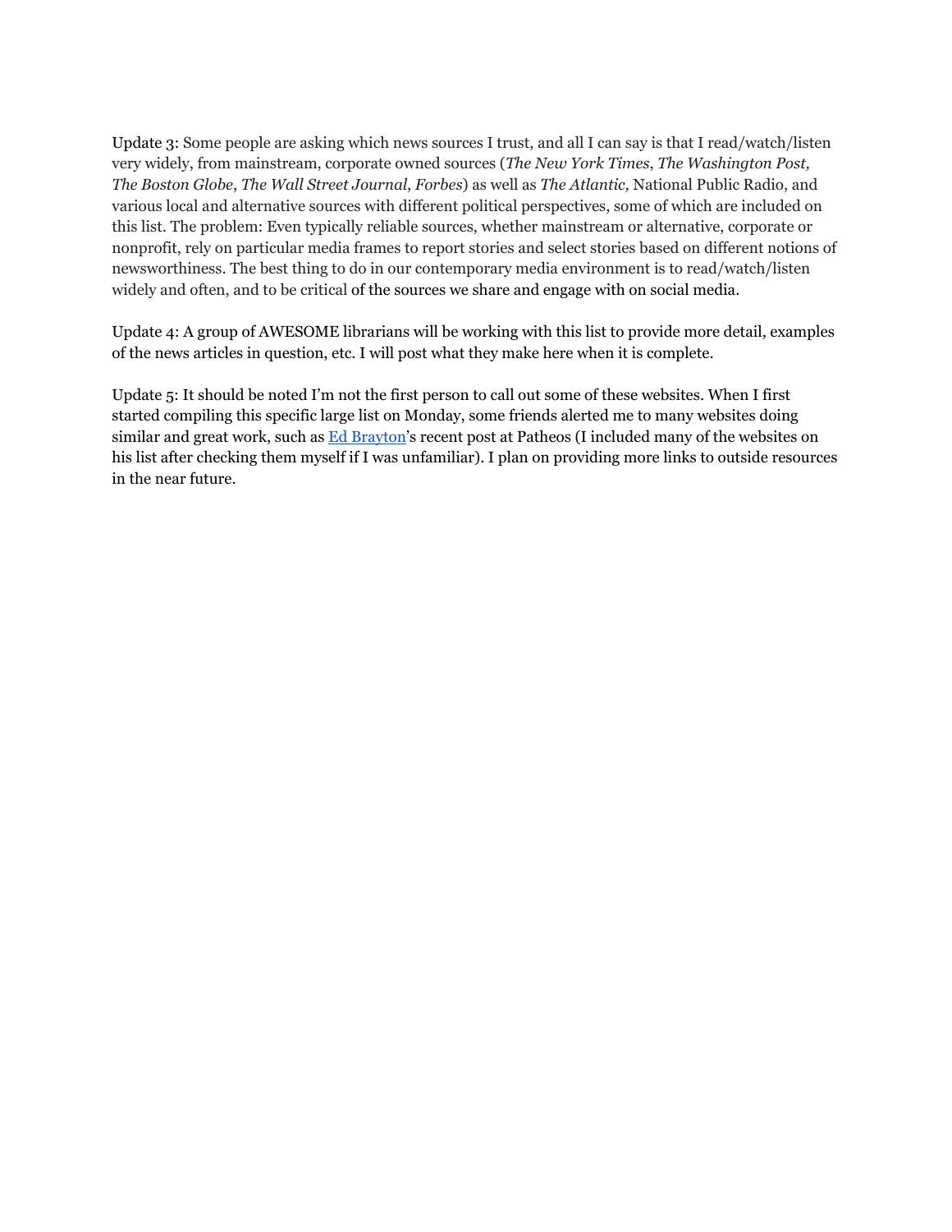Update 3: Some people are asking which news sources I trust, and all I can say is that I read/watch/listen very widely, from mainstream, corporate owned sources (*The New York Times*, *The Washington Post, The Boston Globe*, *The Wall Street Journal*, *Forbes*) as well as *The Atlantic,* National Public Radio, and various local and alternative sources with different political perspectives, some of which are included on this list. The problem: Even typically reliable sources, whether mainstream or alternative, corporate or nonprofit, rely on particular media frames to report stories and select stories based on different notions of newsworthiness. The best thing to do in our contemporary media environment is to read/watch/listen widely and often, and to be critical of the sources we share and engage with on social media.

Update 4: A group of AWESOME librarians will be working with this list to provide more detail, examples of the news articles in question, etc. I will post what they make here when it is complete.

Update 5: It should be noted I'm not the first person to call out some of these websites. When I first started compiling this specific large list on Monday, some friends alerted me to many websites doing similar and great work, such as Ed Brayton's recent post at Patheos (I included many of the websites on his list after checking them myself if I was unfamiliar). I plan on providing more links to outside resources in the near future.